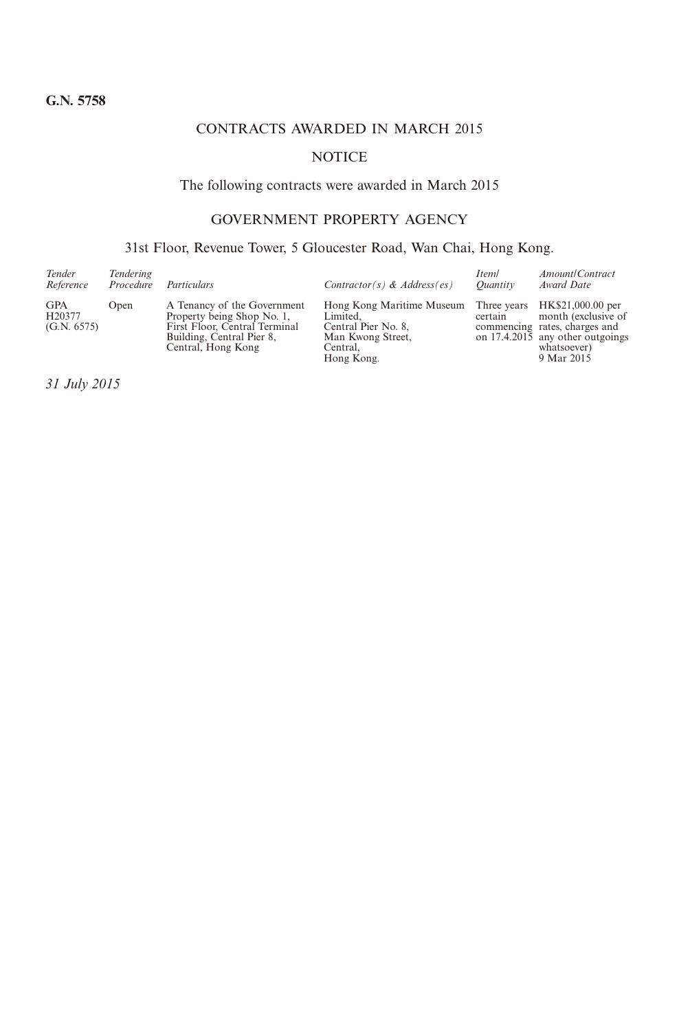**G.N. 5758**

# CONTRACTS AWARDED IN MARCH 2015

## NOTICE

The following contracts were awarded in March 2015

## GOVERNMENT PROPERTY AGENCY

31st Floor, Revenue Tower, 5 Gloucester Road, Wan Chai, Hong Kong.

| *Tender Reference* | *Tendering Procedure* | *Particulars* | *Contractor(s) & Address(es)* | *Item/ Quantity* | *Amount/Contract Award Date* |
|---|---|---|---|---|---|
| GPA H20377 (G.N. 6575) | Open | A Tenancy of the Government Property being Shop No. 1, First Floor, Central Terminal Building, Central Pier 8, Central, Hong Kong | Hong Kong Maritime Museum Limited, Central Pier No. 8, Man Kwong Street, Central, Hong Kong. | Three years certain commencing on 17.4.2015 | HK$21,000.00 per month (exclusive of rates, charges and any other outgoings whatsoever) 9 Mar 2015 |

*31 July 2015*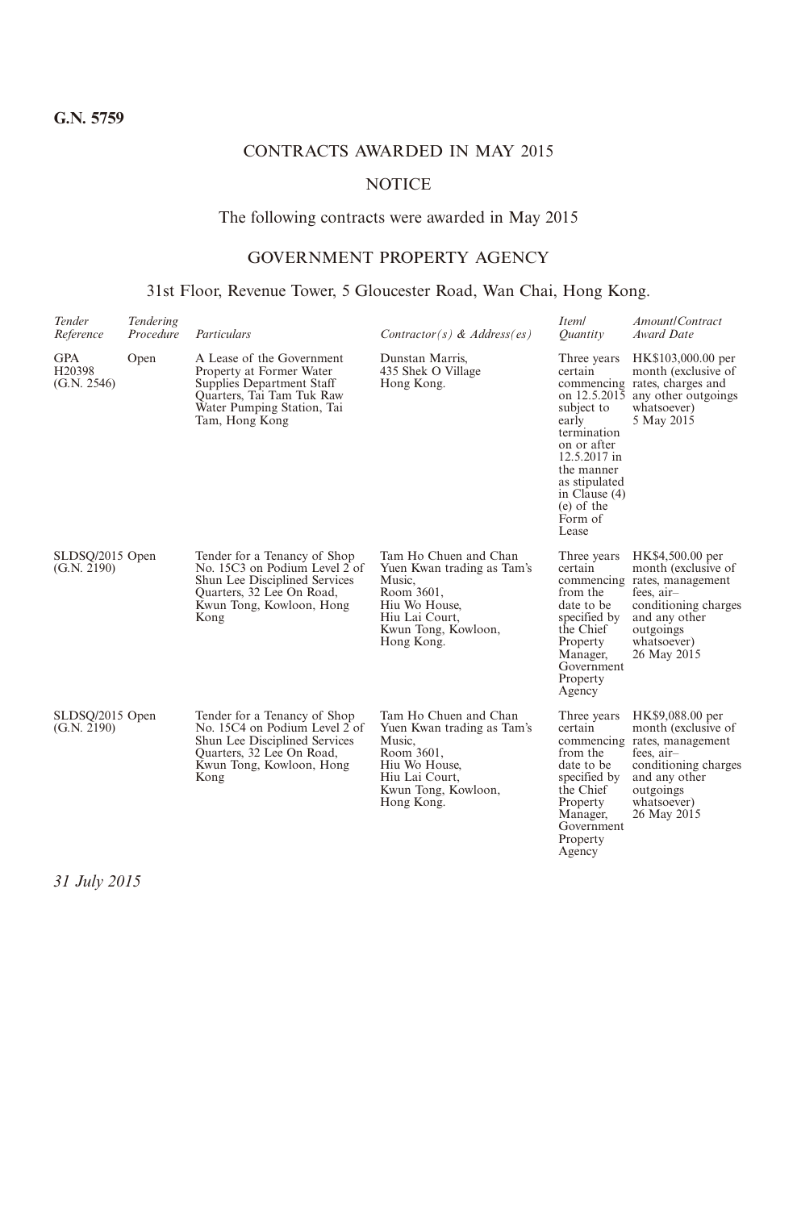**G.N. 5759**

CONTRACTS AWARDED IN MAY 2015

NOTICE

The following contracts were awarded in May 2015

GOVERNMENT PROPERTY AGENCY

31st Floor, Revenue Tower, 5 Gloucester Road, Wan Chai, Hong Kong.

| *Tender Reference* | *Tendering Procedure* | *Particulars* | *Contractor(s) & Address(es)* | *Item/ Quantity* | *Amount/Contract Award Date* |
|---|---|---|---|---|---|
| GPA H20398 (G.N. 2546) | Open | A Lease of the Government Property at Former Water Supplies Department Staff Quarters, Tai Tam Tuk Raw Water Pumping Station, Tai Tam, Hong Kong | Dunstan Marris, 435 Shek O Village Hong Kong. | Three years certain commencing on 12.5.2015 subject to early termination on or after 12.5.2017 in the manner as stipulated in Clause (4) (e) of the Form of Lease | HK$103,000.00 per month (exclusive of rates, charges and any other outgoings whatsoever) 5 May 2015 |
| SLDSQ/2015 (G.N. 2190) | Open | Tender for a Tenancy of Shop No. 15C3 on Podium Level 2 of Shun Lee Disciplined Services Quarters, 32 Lee On Road, Kwun Tong, Kowloon, Hong Kong | Tam Ho Chuen and Chan Yuen Kwan trading as Tam's Music, Room 3601, Hiu Wo House, Hiu Lai Court, Kwun Tong, Kowloon, Hong Kong. | Three years certain commencing from the date to be specified by the Chief Property Manager, Government Property Agency | HK$4,500.00 per month (exclusive of rates, management fees, air–conditioning charges and any other outgoings whatsoever) 26 May 2015 |
| SLDSQ/2015 (G.N. 2190) | Open | Tender for a Tenancy of Shop No. 15C4 on Podium Level 2 of Shun Lee Disciplined Services Quarters, 32 Lee On Road, Kwun Tong, Kowloon, Hong Kong | Tam Ho Chuen and Chan Yuen Kwan trading as Tam's Music, Room 3601, Hiu Wo House, Hiu Lai Court, Kwun Tong, Kowloon, Hong Kong. | Three years certain commencing from the date to be specified by the Chief Property Manager, Government Property Agency | HK$9,088.00 per month (exclusive of rates, management fees, air–conditioning charges and any other outgoings whatsoever) 26 May 2015 |

*31 July 2015*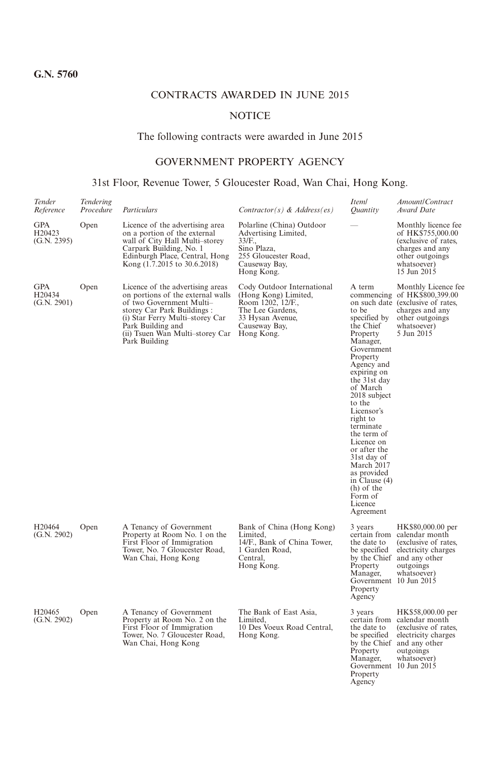**G.N. 5760**

# CONTRACTS AWARDED IN JUNE 2015

## NOTICE

The following contracts were awarded in June 2015

## GOVERNMENT PROPERTY AGENCY

31st Floor, Revenue Tower, 5 Gloucester Road, Wan Chai, Hong Kong.

| *Tender Reference* | *Tendering Procedure* | *Particulars* | *Contractor(s) & Address(es)* | *Item/ Quantity* | *Amount/Contract Award Date* |
|---|---|---|---|---|---|
| GPA H20423 (G.N. 2395) | Open | Licence of the advertising area on a portion of the external wall of City Hall Multi–storey Carpark Building, No. 1 Edinburgh Place, Central, Hong Kong (1.7.2015 to 30.6.2018) | Polarline (China) Outdoor Advertising Limited, 33/F., Sino Plaza, 255 Gloucester Road, Causeway Bay, Hong Kong. | — | Monthly licence fee of HK$755,000.00 (exclusive of rates, charges and any other outgoings whatsoever) 15 Jun 2015 |
| GPA H20434 (G.N. 2901) | Open | Licence of the advertising areas on portions of the external walls of two Government Multi–storey Car Park Buildings : (i) Star Ferry Multi–storey Car Park Building and (ii) Tsuen Wan Multi–storey Car Park Building | Cody Outdoor International (Hong Kong) Limited, Room 1202, 12/F., The Lee Gardens, 33 Hysan Avenue, Causeway Bay, Hong Kong. | A term commencing on such date to be specified by the Chief Property Manager, Government Property Agency and expiring on the 31st day of March 2018 subject to the Licensor's right to terminate the term of Licence on or after the 31st day of March 2017 as provided in Clause (4)(h) of the Form of Licence Agreement | Monthly Licence fee of HK$800,399.00 (exclusive of rates, charges and any other outgoings whatsoever) 5 Jun 2015 |
| H20464 (G.N. 2902) | Open | A Tenancy of Government Property at Room No. 1 on the First Floor of Immigration Tower, No. 7 Gloucester Road, Wan Chai, Hong Kong | Bank of China (Hong Kong) Limited, 14/F., Bank of China Tower, 1 Garden Road, Central, Hong Kong. | 3 years certain from the date to be specified by the Chief Property Manager, Government Property Agency | HK$80,000.00 per calendar month (exclusive of rates, electricity charges and any other outgoings whatsoever) 10 Jun 2015 |
| H20465 (G.N. 2902) | Open | A Tenancy of Government Property at Room No. 2 on the First Floor of Immigration Tower, No. 7 Gloucester Road, Wan Chai, Hong Kong | The Bank of East Asia, Limited, 10 Des Voeux Road Central, Hong Kong. | 3 years certain from the date to be specified by the Chief Property Manager, Government Property Agency | HK$58,000.00 per calendar month (exclusive of rates, electricity charges and any other outgoings whatsoever) 10 Jun 2015 |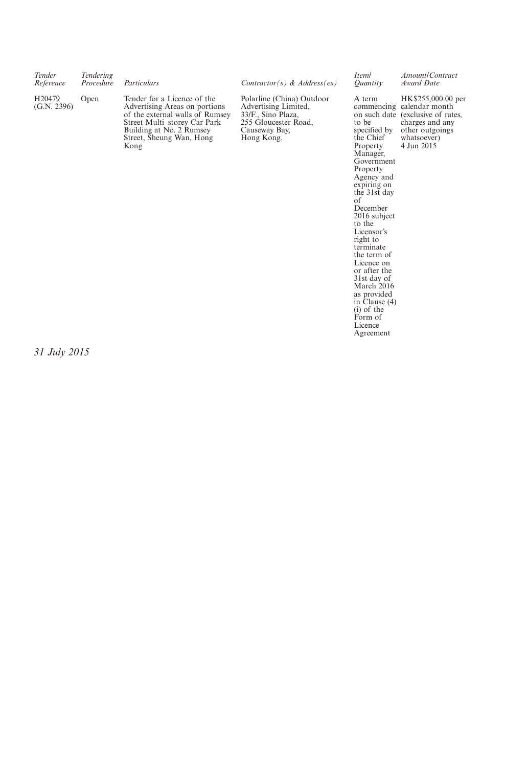| *Tender Reference* | *Tendering Procedure* | *Particulars* | *Contractor(s) & Address(es)* | *Item/ Quantity* | *Amount/Contract Award Date* |
|---|---|---|---|---|---|
| H20479 (G.N. 2396) | Open | Tender for a Licence of the Advertising Areas on portions of the external walls of Rumsey Street Multi–storey Car Park Building at No. 2 Rumsey Street, Sheung Wan, Hong Kong | Polarline (China) Outdoor Advertising Limited, 33/F., Sino Plaza, 255 Gloucester Road, Causeway Bay, Hong Kong. | A term commencing on such date to be specified by the Chief Property Manager, Government Property Agency and expiring on the 31st day of December 2016 subject to the Licensor's right to terminate the term of Licence on or after the 31st day of March 2016 as provided in Clause (4)(i) of the Form of Licence Agreement | HK$255,000.00 per calendar month (exclusive of rates, charges and any other outgoings whatsoever) 4 Jun 2015 |

*31 July 2015*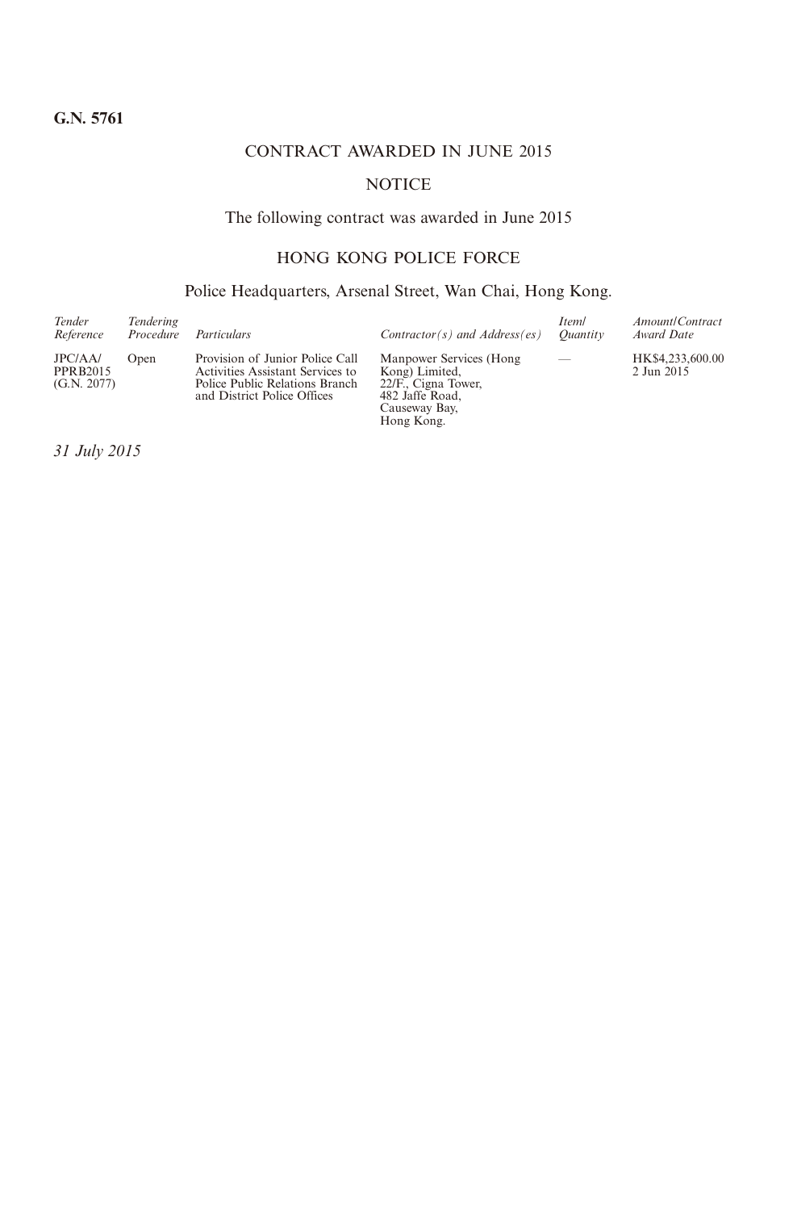**G.N. 5761**

CONTRACT AWARDED IN JUNE 2015

NOTICE

The following contract was awarded in June 2015

HONG KONG POLICE FORCE

Police Headquarters, Arsenal Street, Wan Chai, Hong Kong.

| *Tender Reference* | *Tendering Procedure* | *Particulars* | *Contractor(s) and Address(es)* | *Item/ Quantity* | *Amount/Contract Award Date* |
|---|---|---|---|---|---|
| JPC/AA/ PPRB2015 (G.N. 2077) | Open | Provision of Junior Police Call Activities Assistant Services to Police Public Relations Branch and District Police Offices | Manpower Services (Hong Kong) Limited, 22/F., Cigna Tower, 482 Jaffe Road, Causeway Bay, Hong Kong. | — | HK$4,233,600.00 2 Jun 2015 |

*31 July 2015*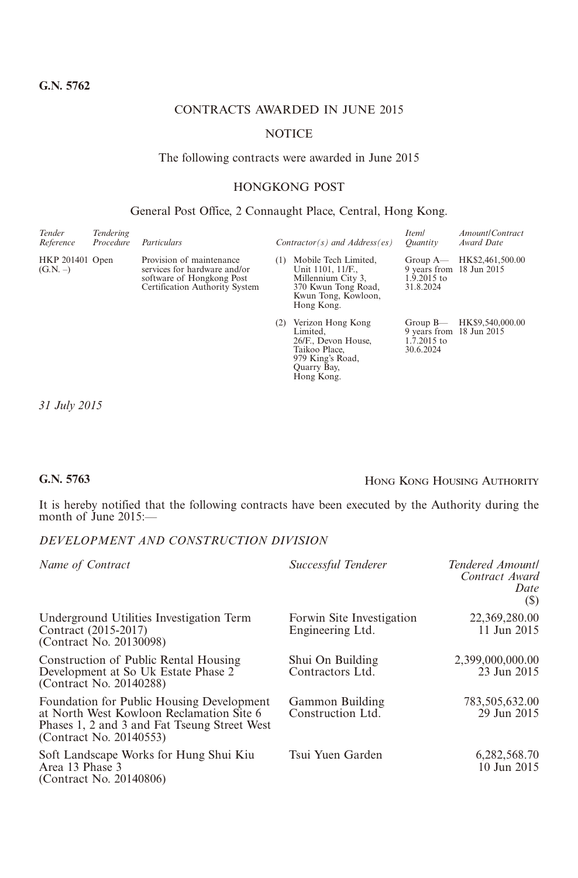**G.N. 5762**

CONTRACTS AWARDED IN JUNE 2015

NOTICE

The following contracts were awarded in June 2015

HONGKONG POST

General Post Office, 2 Connaught Place, Central, Hong Kong.

| *Tender Reference* | *Tendering Procedure* | *Particulars* | *Contractor(s) and Address(es)* | *Item/ Quantity* | *Amount/Contract Award Date* |
|---|---|---|---|---|---|
| HKP 201401 (G.N. –) | Open | Provision of maintenance services for hardware and/or software of Hongkong Post Certification Authority System | (1) Mobile Tech Limited, Unit 1101, 11/F., Millennium City 3, 370 Kwun Tong Road, Kwun Tong, Kowloon, Hong Kong. | Group A— 9 years from 1.9.2015 to 31.8.2024 | HK$2,461,500.00 18 Jun 2015 |
| | | | (2) Verizon Hong Kong Limited, 26/F., Devon House, Taikoo Place, 979 King's Road, Quarry Bay, Hong Kong. | Group B— 9 years from 1.7.2015 to 30.6.2024 | HK$9,540,000.00 18 Jun 2015 |

*31 July 2015*

**G.N. 5763**

HONG KONG HOUSING AUTHORITY

It is hereby notified that the following contracts have been executed by the Authority during the month of June 2015:—

*DEVELOPMENT AND CONSTRUCTION DIVISION*

| *Name of Contract* | *Successful Tenderer* | *Tendered Amount/ Contract Award Date* ($) |
|---|---|---|
| Underground Utilities Investigation Term Contract (2015-2017) (Contract No. 20130098) | Forwin Site Investigation Engineering Ltd. | 22,369,280.00 11 Jun 2015 |
| Construction of Public Rental Housing Development at So Uk Estate Phase 2 (Contract No. 20140288) | Shui On Building Contractors Ltd. | 2,399,000,000.00 23 Jun 2015 |
| Foundation for Public Housing Development at North West Kowloon Reclamation Site 6 Phases 1, 2 and 3 and Fat Tseung Street West (Contract No. 20140553) | Gammon Building Construction Ltd. | 783,505,632.00 29 Jun 2015 |
| Soft Landscape Works for Hung Shui Kiu Area 13 Phase 3 (Contract No. 20140806) | Tsui Yuen Garden | 6,282,568.70 10 Jun 2015 |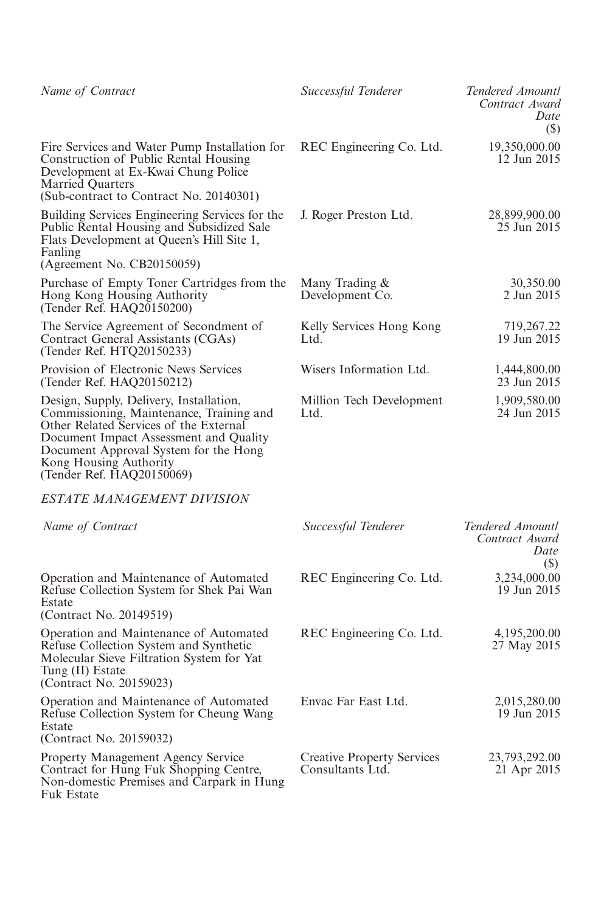| *Name of Contract* | *Successful Tenderer* | *Tendered Amount/ Contract Award Date ($)* |
|---|---|---|
| Fire Services and Water Pump Installation for Construction of Public Rental Housing Development at Ex-Kwai Chung Police Married Quarters (Sub-contract to Contract No. 20140301) | REC Engineering Co. Ltd. | 19,350,000.00 12 Jun 2015 |
| Building Services Engineering Services for the Public Rental Housing and Subsidized Sale Flats Development at Queen's Hill Site 1, Fanling (Agreement No. CB20150059) | J. Roger Preston Ltd. | 28,899,900.00 25 Jun 2015 |
| Purchase of Empty Toner Cartridges from the Hong Kong Housing Authority (Tender Ref. HAQ20150200) | Many Trading & Development Co. | 30,350.00 2 Jun 2015 |
| The Service Agreement of Secondment of Contract General Assistants (CGAs) (Tender Ref. HTQ20150233) | Kelly Services Hong Kong Ltd. | 719,267.22 19 Jun 2015 |
| Provision of Electronic News Services (Tender Ref. HAQ20150212) | Wisers Information Ltd. | 1,444,800.00 23 Jun 2015 |
| Design, Supply, Delivery, Installation, Commissioning, Maintenance, Training and Other Related Services of the External Document Impact Assessment and Quality Document Approval System for the Hong Kong Housing Authority (Tender Ref. HAQ20150069) | Million Tech Development Ltd. | 1,909,580.00 24 Jun 2015 |

*ESTATE MANAGEMENT DIVISION*

| *Name of Contract* | *Successful Tenderer* | *Tendered Amount/ Contract Award Date ($)* |
|---|---|---|
| Operation and Maintenance of Automated Refuse Collection System for Shek Pai Wan Estate (Contract No. 20149519) | REC Engineering Co. Ltd. | 3,234,000.00 19 Jun 2015 |
| Operation and Maintenance of Automated Refuse Collection System and Synthetic Molecular Sieve Filtration System for Yat Tung (II) Estate (Contract No. 20159023) | REC Engineering Co. Ltd. | 4,195,200.00 27 May 2015 |
| Operation and Maintenance of Automated Refuse Collection System for Cheung Wang Estate (Contract No. 20159032) | Envac Far East Ltd. | 2,015,280.00 19 Jun 2015 |
| Property Management Agency Service Contract for Hung Fuk Shopping Centre, Non-domestic Premises and Carpark in Hung Fuk Estate | Creative Property Services Consultants Ltd. | 23,793,292.00 21 Apr 2015 |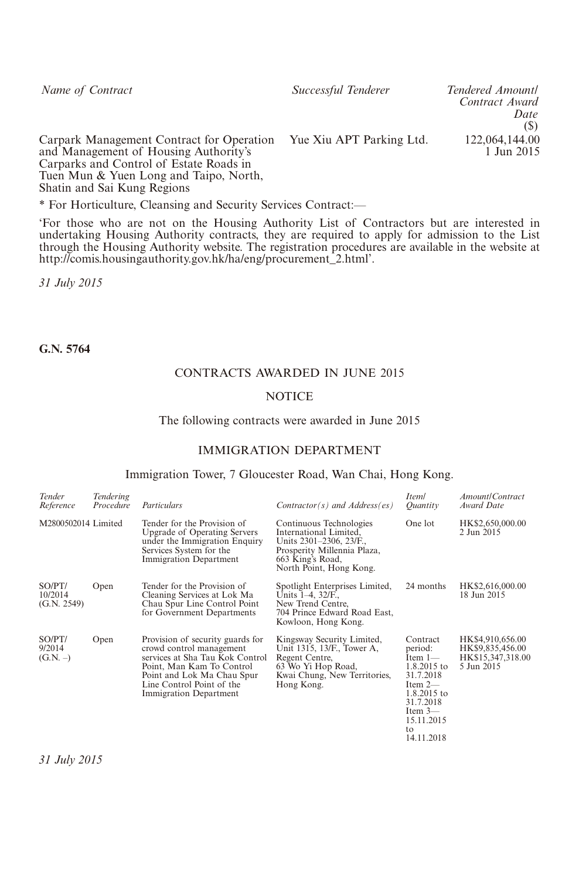| Name of Contract | Successful Tenderer | Tendered Amount/ Contract Award Date ($) |
|---|---|---|
| Carpark Management Contract for Operation and Management of Housing Authority's Carparks and Control of Estate Roads in Tuen Mun & Yuen Long and Taipo, North, Shatin and Sai Kung Regions | Yue Xiu APT Parking Ltd. | 122,064,144.00 1 Jun 2015 |

* For Horticulture, Cleansing and Security Services Contract:—

'For those who are not on the Housing Authority List of Contractors but are interested in undertaking Housing Authority contracts, they are required to apply for admission to the List through the Housing Authority website. The registration procedures are available in the website at http://comis.housingauthority.gov.hk/ha/eng/procurement_2.html'.

*31 July 2015*

**G.N. 5764**

CONTRACTS AWARDED IN JUNE 2015

NOTICE

The following contracts were awarded in June 2015

IMMIGRATION DEPARTMENT

Immigration Tower, 7 Gloucester Road, Wan Chai, Hong Kong.

| Tender Reference | Tendering Procedure | Particulars | Contractor(s) and Address(es) | Item/ Quantity | Amount/Contract Award Date |
|---|---|---|---|---|---|
| M2800502014 | Limited | Tender for the Provision of Upgrade of Operating Servers under the Immigration Enquiry Services System for the Immigration Department | Continuous Technologies International Limited, Units 2301–2306, 23/F., Prosperity Millennia Plaza, 663 King's Road, North Point, Hong Kong. | One lot | HK$2,650,000.00 2 Jun 2015 |
| SO/PT/ 10/2014 (G.N. 2549) | Open | Tender for the Provision of Cleaning Services at Lok Ma Chau Spur Line Control Point for Government Departments | Spotlight Enterprises Limited, Units 1–4, 32/F., New Trend Centre, 704 Prince Edward Road East, Kowloon, Hong Kong. | 24 months | HK$2,616,000.00 18 Jun 2015 |
| SO/PT/ 9/2014 (G.N. –) | Open | Provision of security guards for crowd control management services at Sha Tau Kok Control Point, Man Kam To Control Point and Lok Ma Chau Spur Line Control Point of the Immigration Department | Kingsway Security Limited, Unit 1315, 13/F., Tower A, Regent Centre, 63 Wo Yi Hop Road, Kwai Chung, New Territories, Hong Kong. | Contract period: Item 1—1.8.2015 to 31.7.2018 Item 2—1.8.2015 to 31.7.2018 Item 3—15.11.2015 to 14.11.2018 | HK$4,910,656.00 HK$9,835,456.00 HK$15,347,318.00 5 Jun 2015 |

*31 July 2015*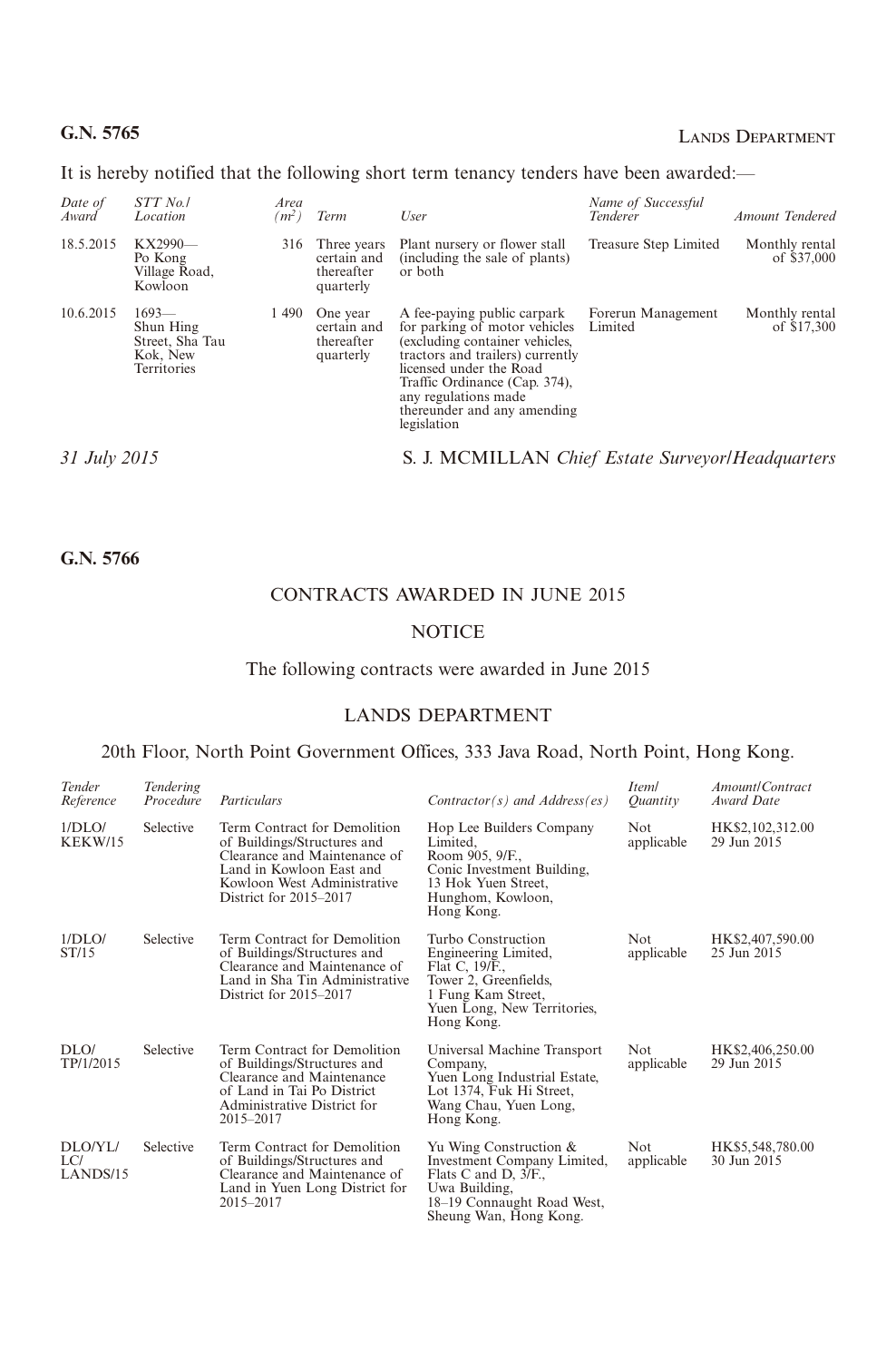**G.N. 5765** LANDS DEPARTMENT

It is hereby notified that the following short term tenancy tenders have been awarded:—

| *Date of Award* | *STT No./ Location* | *Area ($m^2$)* | *Term* | *User* | *Name of Successful Tenderer* | *Amount Tendered* |
|---|---|---|---|---|---|---|
| 18.5.2015 | KX2990— Po Kong Village Road, Kowloon | 316 | Three years certain and thereafter quarterly | Plant nursery or flower stall (including the sale of plants) or both | Treasure Step Limited | Monthly rental of $37,000 |
| 10.6.2015 | 1693— Shun Hing Street, Sha Tau Kok, New Territories | 1 490 | One year certain and thereafter quarterly | A fee-paying public carpark for parking of motor vehicles (excluding container vehicles, tractors and trailers) currently licensed under the Road Traffic Ordinance (Cap. 374), any regulations made thereunder and any amending legislation | Forerun Management Limited | Monthly rental of $17,300 |

*31 July 2015* S. J. MCMILLAN *Chief Estate Surveyor/Headquarters*

**G.N. 5766**

CONTRACTS AWARDED IN JUNE 2015

NOTICE

The following contracts were awarded in June 2015

LANDS DEPARTMENT

20th Floor, North Point Government Offices, 333 Java Road, North Point, Hong Kong.

| *Tender Reference* | *Tendering Procedure* | *Particulars* | *Contractor(s) and Address(es)* | *Item/ Quantity* | *Amount/Contract Award Date* |
|---|---|---|---|---|---|
| 1/DLO/ KEKW/15 | Selective | Term Contract for Demolition of Buildings/Structures and Clearance and Maintenance of Land in Kowloon East and Kowloon West Administrative District for 2015–2017 | Hop Lee Builders Company Limited, Room 905, 9/F., Conic Investment Building, 13 Hok Yuen Street, Hunghom, Kowloon, Hong Kong. | Not applicable | HK$2,102,312.00 29 Jun 2015 |
| 1/DLO/ ST/15 | Selective | Term Contract for Demolition of Buildings/Structures and Clearance and Maintenance of Land in Sha Tin Administrative District for 2015–2017 | Turbo Construction Engineering Limited, Flat C, 19/F., Tower 2, Greenfields, 1 Fung Kam Street, Yuen Long, New Territories, Hong Kong. | Not applicable | HK$2,407,590.00 25 Jun 2015 |
| DLO/ TP/1/2015 | Selective | Term Contract for Demolition of Buildings/Structures and Clearance and Maintenance of Land in Tai Po District Administrative District for 2015–2017 | Universal Machine Transport Company, Yuen Long Industrial Estate, Lot 1374, Fuk Hi Street, Wang Chau, Yuen Long, Hong Kong. | Not applicable | HK$2,406,250.00 29 Jun 2015 |
| DLO/YL/ LC/ LANDS/15 | Selective | Term Contract for Demolition of Buildings/Structures and Clearance and Maintenance of Land in Yuen Long District for 2015–2017 | Yu Wing Construction & Investment Company Limited, Flats C and D, 3/F., Uwa Building, 18–19 Connaught Road West, Sheung Wan, Hong Kong. | Not applicable | HK$5,548,780.00 30 Jun 2015 |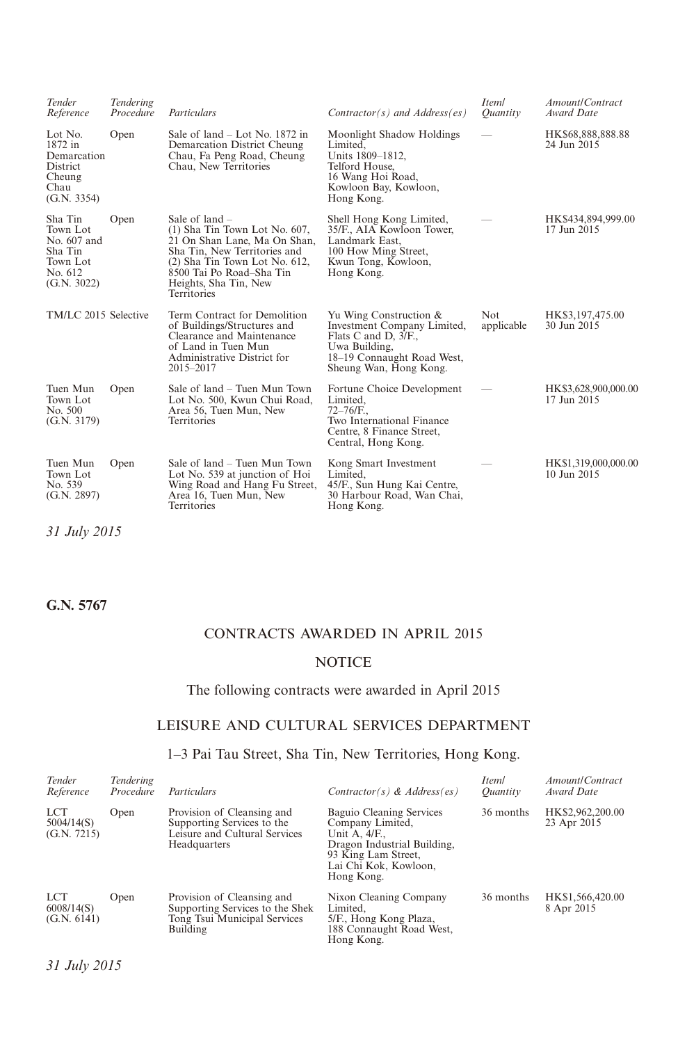| *Tender Reference* | *Tendering Procedure* | *Particulars* | *Contractor(s) and Address(es)* | *Item/ Quantity* | *Amount/Contract Award Date* |
|---|---|---|---|---|---|
| Lot No. 1872 in Demarcation District Cheung Chau (G.N. 3354) | Open | Sale of land – Lot No. 1872 in Demarcation District Cheung Chau, Fa Peng Road, Cheung Chau, New Territories | Moonlight Shadow Holdings Limited, Units 1809–1812, Telford House, 16 Wang Hoi Road, Kowloon Bay, Kowloon, Hong Kong. | — | HK$68,888,888.88 24 Jun 2015 |
| Sha Tin Town Lot No. 607 and Sha Tin Town Lot No. 612 (G.N. 3022) | Open | Sale of land – (1) Sha Tin Town Lot No. 607, 21 On Shan Lane, Ma On Shan, Sha Tin, New Territories and (2) Sha Tin Town Lot No. 612, 8500 Tai Po Road–Sha Tin Heights, Sha Tin, New Territories | Shell Hong Kong Limited, 35/F., AIA Kowloon Tower, Landmark East, 100 How Ming Street, Kwun Tong, Kowloon, Hong Kong. | — | HK$434,894,999.00 17 Jun 2015 |
| TM/LC 2015 | Selective | Term Contract for Demolition of Buildings/Structures and Clearance and Maintenance of Land in Tuen Mun Administrative District for 2015–2017 | Yu Wing Construction & Investment Company Limited, Flats C and D, 3/F., Uwa Building, 18–19 Connaught Road West, Sheung Wan, Hong Kong. | Not applicable | HK$3,197,475.00 30 Jun 2015 |
| Tuen Mun Town Lot No. 500 (G.N. 3179) | Open | Sale of land – Tuen Mun Town Lot No. 500, Kwun Chui Road, Area 56, Tuen Mun, New Territories | Fortune Choice Development Limited, 72–76/F., Two International Finance Centre, 8 Finance Street, Central, Hong Kong. | — | HK$3,628,900,000.00 17 Jun 2015 |
| Tuen Mun Town Lot No. 539 (G.N. 2897) | Open | Sale of land – Tuen Mun Town Lot No. 539 at junction of Hoi Wing Road and Hang Fu Street, Area 16, Tuen Mun, New Territories | Kong Smart Investment Limited, 45/F., Sun Hung Kai Centre, 30 Harbour Road, Wan Chai, Hong Kong. | — | HK$1,319,000,000.00 10 Jun 2015 |

*31 July 2015*

**G.N. 5767**

CONTRACTS AWARDED IN APRIL 2015

NOTICE

The following contracts were awarded in April 2015

LEISURE AND CULTURAL SERVICES DEPARTMENT

1–3 Pai Tau Street, Sha Tin, New Territories, Hong Kong.

| *Tender Reference* | *Tendering Procedure* | *Particulars* | *Contractor(s) & Address(es)* | *Item/ Quantity* | *Amount/Contract Award Date* |
|---|---|---|---|---|---|
| LCT 5004/14(S) (G.N. 7215) | Open | Provision of Cleansing and Supporting Services to the Leisure and Cultural Services Headquarters | Baguio Cleaning Services Company Limited, Unit A, 4/F., Dragon Industrial Building, 93 King Lam Street, Lai Chi Kok, Kowloon, Hong Kong. | 36 months | HK$2,962,200.00 23 Apr 2015 |
| LCT 6008/14(S) (G.N. 6141) | Open | Provision of Cleansing and Supporting Services to the Shek Tong Tsui Municipal Services Building | Nixon Cleaning Company Limited, 5/F., Hong Kong Plaza, 188 Connaught Road West, Hong Kong. | 36 months | HK$1,566,420.00 8 Apr 2015 |

*31 July 2015*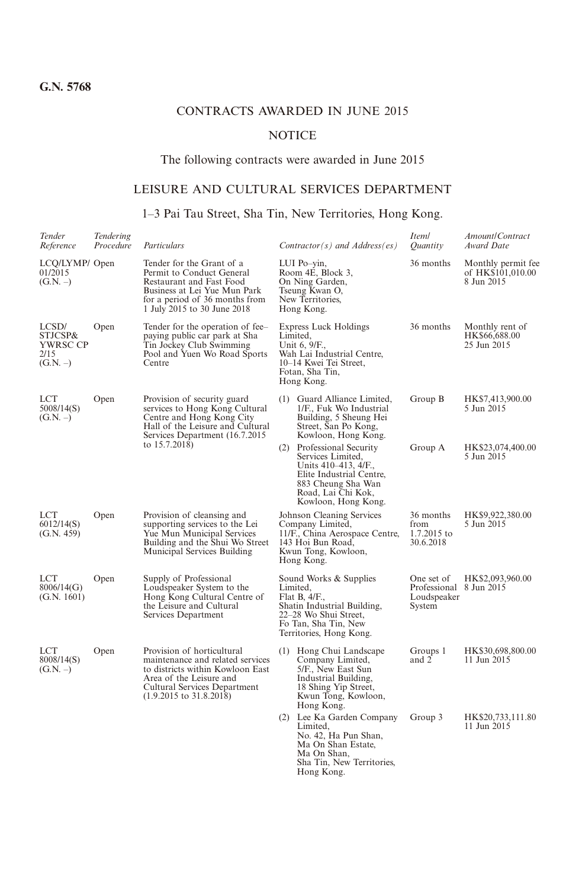**G.N. 5768**

# CONTRACTS AWARDED IN JUNE 2015

## NOTICE

The following contracts were awarded in June 2015

## LEISURE AND CULTURAL SERVICES DEPARTMENT

### 1–3 Pai Tau Street, Sha Tin, New Territories, Hong Kong.

| *Tender Reference* | *Tendering Procedure* | *Particulars* | *Contractor(s) and Address(es)* | *Item/ Quantity* | *Amount/Contract Award Date* |
|---|---|---|---|---|---|
| LCQ/LYMP/01/2015 (G.N. –) | Open | Tender for the Grant of a Permit to Conduct General Restaurant and Fast Food Business at Lei Yue Mun Park for a period of 36 months from 1 July 2015 to 30 June 2018 | LUI Po–yin, Room 4E, Block 3, On Ning Garden, Tseung Kwan O, New Territories, Hong Kong. | 36 months | Monthly permit fee of HK$101,010.00 8 Jun 2015 |
| LCSD/STJCSP&YWRSC CP 2/15 (G.N. –) | Open | Tender for the operation of fee–paying public car park at Sha Tin Jockey Club Swimming Pool and Yuen Wo Road Sports Centre | Express Luck Holdings Limited, Unit 6, 9/F., Wah Lai Industrial Centre, 10–14 Kwei Tei Street, Fotan, Sha Tin, Hong Kong. | 36 months | Monthly rent of HK$66,688.00 25 Jun 2015 |
| LCT 5008/14(S) (G.N. –) | Open | Provision of security guard services to Hong Kong Cultural Centre and Hong Kong City Hall of the Leisure and Cultural Services Department (16.7.2015 to 15.7.2018) | (1) Guard Alliance Limited, 1/F., Fuk Wo Industrial Building, 5 Sheung Hei Street, San Po Kong, Kowloon, Hong Kong. | Group B | HK$7,413,900.00 5 Jun 2015 |
| | | | (2) Professional Security Services Limited, Units 410–413, 4/F., Elite Industrial Centre, 883 Cheung Sha Wan Road, Lai Chi Kok, Kowloon, Hong Kong. | Group A | HK$23,074,400.00 5 Jun 2015 |
| LCT 6012/14(S) (G.N. 459) | Open | Provision of cleansing and supporting services to the Lei Yue Mun Municipal Services Building and the Shui Wo Street Municipal Services Building | Johnson Cleaning Services Company Limited, 11/F., China Aerospace Centre, 143 Hoi Bun Road, Kwun Tong, Kowloon, Hong Kong. | 36 months from 1.7.2015 to 30.6.2018 | HK$9,922,380.00 5 Jun 2015 |
| LCT 8006/14(G) (G.N. 1601) | Open | Supply of Professional Loudspeaker System to the Hong Kong Cultural Centre of the Leisure and Cultural Services Department | Sound Works & Supplies Limited, Flat B, 4/F., Shatin Industrial Building, 22–28 Wo Shui Street, Fo Tan, Sha Tin, New Territories, Hong Kong. | One set of Professional Loudspeaker System | HK$2,093,960.00 8 Jun 2015 |
| LCT 8008/14(S) (G.N. –) | Open | Provision of horticultural maintenance and related services to districts within Kowloon East Area of the Leisure and Cultural Services Department (1.9.2015 to 31.8.2018) | (1) Hong Chui Landscape Company Limited, 5/F., New East Sun Industrial Building, 18 Shing Yip Street, Kwun Tong, Kowloon, Hong Kong. | Groups 1 and 2 | HK$30,698,800.00 11 Jun 2015 |
| | | | (2) Lee Ka Garden Company Limited, No. 42, Ha Pun Shan, Ma On Shan Estate, Ma On Shan, Sha Tin, New Territories, Hong Kong. | Group 3 | HK$20,733,111.80 11 Jun 2015 |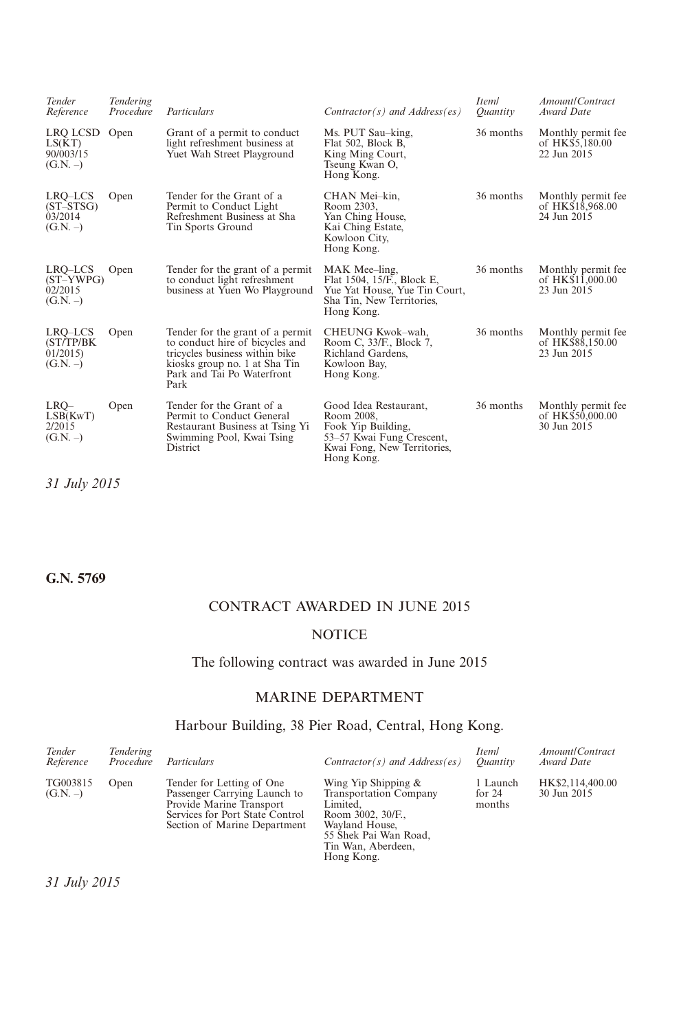| *Tender Reference* | *Tendering Procedure* | *Particulars* | *Contractor(s) and Address(es)* | *Item/ Quantity* | *Amount/Contract Award Date* |
|---|---|---|---|---|---|
| LRQ LCSD LS(KT) 90/003/15 (G.N. –) | Open | Grant of a permit to conduct light refreshment business at Yuet Wah Street Playground | Ms. PUT Sau–king, Flat 502, Block B, King Ming Court, Tseung Kwan O, Hong Kong. | 36 months | Monthly permit fee of HK$5,180.00 22 Jun 2015 |
| LRQ–LCS (ST–STSG) 03/2014 (G.N. –) | Open | Tender for the Grant of a Permit to Conduct Light Refreshment Business at Sha Tin Sports Ground | CHAN Mei–kin, Room 2303, Yan Ching House, Kai Ching Estate, Kowloon City, Hong Kong. | 36 months | Monthly permit fee of HK$18,968.00 24 Jun 2015 |
| LRQ–LCS (ST–YWPG) 02/2015 (G.N. –) | Open | Tender for the grant of a permit to conduct light refreshment business at Yuen Wo Playground | MAK Mee–ling, Flat 1504, 15/F., Block E, Yue Yat House, Yue Tin Court, Sha Tin, New Territories, Hong Kong. | 36 months | Monthly permit fee of HK$11,000.00 23 Jun 2015 |
| LRQ–LCS (ST/TP/BK 01/2015) (G.N. –) | Open | Tender for the grant of a permit to conduct hire of bicycles and tricycles business within bike kiosks group no. 1 at Sha Tin Park and Tai Po Waterfront Park | CHEUNG Kwok–wah, Room C, 33/F., Block 7, Richland Gardens, Kowloon Bay, Hong Kong. | 36 months | Monthly permit fee of HK$88,150.00 23 Jun 2015 |
| LRQ–LSB(KwT) 2/2015 (G.N. –) | Open | Tender for the Grant of a Permit to Conduct General Restaurant Business at Tsing Yi Swimming Pool, Kwai Tsing District | Good Idea Restaurant, Room 2008, Fook Yip Building, 53–57 Kwai Fung Crescent, Kwai Fong, New Territories, Hong Kong. | 36 months | Monthly permit fee of HK$50,000.00 30 Jun 2015 |

*31 July 2015*

**G.N. 5769**

CONTRACT AWARDED IN JUNE 2015

NOTICE

The following contract was awarded in June 2015

MARINE DEPARTMENT

Harbour Building, 38 Pier Road, Central, Hong Kong.

| *Tender Reference* | *Tendering Procedure* | *Particulars* | *Contractor(s) and Address(es)* | *Item/ Quantity* | *Amount/Contract Award Date* |
|---|---|---|---|---|---|
| TG003815 (G.N. –) | Open | Tender for Letting of One Passenger Carrying Launch to Provide Marine Transport Services for Port State Control Section of Marine Department | Wing Yip Shipping & Transportation Company Limited, Room 3002, 30/F., Wayland House, 55 Shek Pai Wan Road, Tin Wan, Aberdeen, Hong Kong. | 1 Launch for 24 months | HK$2,114,400.00 30 Jun 2015 |

*31 July 2015*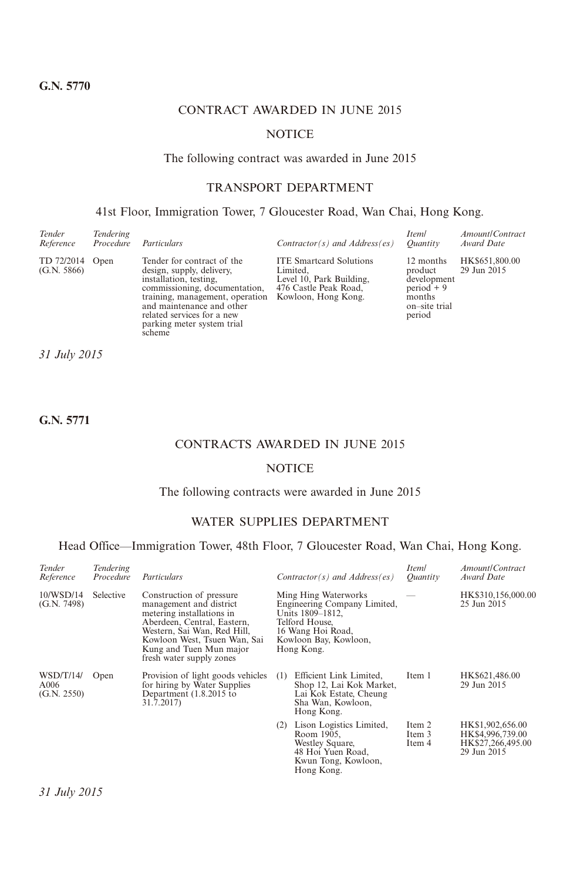**G.N. 5770**

CONTRACT AWARDED IN JUNE 2015

NOTICE

The following contract was awarded in June 2015

TRANSPORT DEPARTMENT

41st Floor, Immigration Tower, 7 Gloucester Road, Wan Chai, Hong Kong.

| *Tender Reference* | *Tendering Procedure* | *Particulars* | *Contractor(s) and Address(es)* | *Item/ Quantity* | *Amount/Contract Award Date* |
|---|---|---|---|---|---|
| TD 72/2014 (G.N. 5866) | Open | Tender for contract of the design, supply, delivery, installation, testing, commissioning, documentation, training, management, operation and maintenance and other related services for a new parking meter system trial scheme | ITE Smartcard Solutions Limited, Level 10, Park Building, 476 Castle Peak Road, Kowloon, Hong Kong. | 12 months product development period + 9 months on–site trial period | HK$651,800.00 29 Jun 2015 |

*31 July 2015*

**G.N. 5771**

CONTRACTS AWARDED IN JUNE 2015

NOTICE

The following contracts were awarded in June 2015

WATER SUPPLIES DEPARTMENT

Head Office—Immigration Tower, 48th Floor, 7 Gloucester Road, Wan Chai, Hong Kong.

| *Tender Reference* | *Tendering Procedure* | *Particulars* | *Contractor(s) and Address(es)* | *Item/ Quantity* | *Amount/Contract Award Date* |
|---|---|---|---|---|---|
| 10/WSD/14 (G.N. 7498) | Selective | Construction of pressure management and district metering installations in Aberdeen, Central, Eastern, Western, Sai Wan, Red Hill, Kowloon West, Tsuen Wan, Sai Kung and Tuen Mun major fresh water supply zones | Ming Hing Waterworks Engineering Company Limited, Units 1809–1812, Telford House, 16 Wang Hoi Road, Kowloon Bay, Kowloon, Hong Kong. | — | HK$310,156,000.00 25 Jun 2015 |
| WSD/T/14/ A006 (G.N. 2550) | Open | Provision of light goods vehicles for hiring by Water Supplies Department (1.8.2015 to 31.7.2017) | (1) Efficient Link Limited, Shop 12, Lai Kok Market, Lai Kok Estate, Cheung Sha Wan, Kowloon, Hong Kong. | Item 1 | HK$621,486.00 29 Jun 2015 |
| | | | (2) Lison Logistics Limited, Room 1905, Westley Square, 48 Hoi Yuen Road, Kwun Tong, Kowloon, Hong Kong. | Item 2 Item 3 Item 4 | HK$1,902,656.00 HK$4,996,739.00 HK$27,266,495.00 29 Jun 2015 |

*31 July 2015*